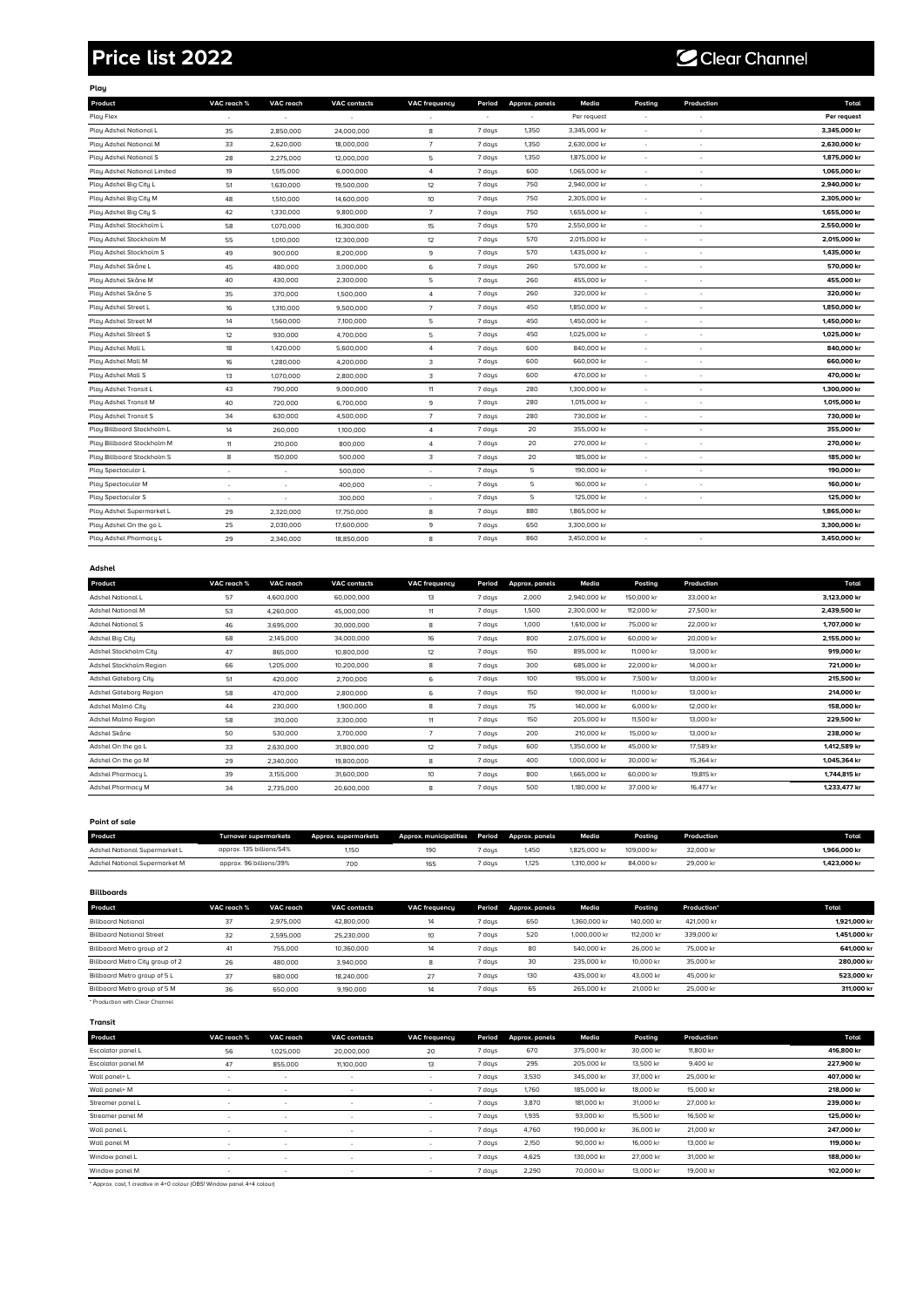# Price list 2022

Clear Channel

## Play

| Product | VAC reach % | VAC reach | VAC contacts | VAC frequency | Period | Approx. panels | Media | Posting | Production | Total |
|---|---|---|---|---|---|---|---|---|---|---|
| Play Flex | - | - | - | - | - | - | Per request | - | - | **Per request** |
| Play Adshel National L | 35 | 2,850,000 | 24,000,000 | 8 | 7 days | 1,350 | 3,345,000 kr | - | - | **3,345,000 kr** |
| Play Adshel National M | 33 | 2,620,000 | 18,000,000 | 7 | 7 days | 1,350 | 2,630,000 kr | - | - | **2,630,000 kr** |
| Play Adshel National S | 28 | 2,275,000 | 12,000,000 | 5 | 7 days | 1,350 | 1,875,000 kr | - | - | **1,875,000 kr** |
| Play Adshel National Limited | 19 | 1,515,000 | 6,000,000 | 4 | 7 days | 600 | 1,065,000 kr | - | - | **1,065,000 kr** |
| Play Adshel Big City L | 51 | 1,630,000 | 19,500,000 | 12 | 7 days | 750 | 2,940,000 kr | - | - | **2,940,000 kr** |
| Play Adshel Big City M | 48 | 1,510,000 | 14,600,000 | 10 | 7 days | 750 | 2,305,000 kr | - | - | **2,305,000 kr** |
| Play Adshel Big City S | 42 | 1,330,000 | 9,800,000 | 7 | 7 days | 750 | 1,655,000 kr | - | - | **1,655,000 kr** |
| Play Adshel Stockholm L | 58 | 1,070,000 | 16,300,000 | 15 | 7 days | 570 | 2,550,000 kr | - | - | **2,550,000 kr** |
| Play Adshel Stockholm M | 55 | 1,010,000 | 12,300,000 | 12 | 7 days | 570 | 2,015,000 kr | - | - | **2,015,000 kr** |
| Play Adshel Stockholm S | 49 | 900,000 | 8,200,000 | 9 | 7 days | 570 | 1,435,000 kr | - | - | **1,435,000 kr** |
| Play Adshel Skåne L | 45 | 480,000 | 3,000,000 | 6 | 7 days | 260 | 570,000 kr | - | - | **570,000 kr** |
| Play Adshel Skåne M | 40 | 430,000 | 2,300,000 | 5 | 7 days | 260 | 455,000 kr | - | - | **455,000 kr** |
| Play Adshel Skåne S | 35 | 370,000 | 1,500,000 | 4 | 7 days | 260 | 320,000 kr | - | - | **320,000 kr** |
| Play Adshel Street L | 16 | 1,310,000 | 9,500,000 | 7 | 7 days | 450 | 1,850,000 kr | - | - | **1,850,000 kr** |
| Play Adshel Street M | 14 | 1,560,000 | 7,100,000 | 5 | 7 days | 450 | 1,450,000 kr | - | - | **1,450,000 kr** |
| Play Adshel Street S | 12 | 930,000 | 4,700,000 | 5 | 7 days | 450 | 1,025,000 kr | - | - | **1,025,000 kr** |
| Play Adshel Mall L | 18 | 1,420,000 | 5,600,000 | 4 | 7 days | 600 | 840,000 kr | - | - | **840,000 kr** |
| Play Adshel Mall M | 16 | 1,280,000 | 4,200,000 | 3 | 7 days | 600 | 660,000 kr | - | - | **660,000 kr** |
| Play Adshel Mall S | 13 | 1,070,000 | 2,800,000 | 3 | 7 days | 600 | 470,000 kr | - | - | **470,000 kr** |
| Play Adshel Transit L | 43 | 790,000 | 9,000,000 | 11 | 7 days | 280 | 1,300,000 kr | - | - | **1,300,000 kr** |
| Play Adshel Transit M | 40 | 720,000 | 6,700,000 | 9 | 7 days | 280 | 1,015,000 kr | - | - | **1,015,000 kr** |
| Play Adshel Transit S | 34 | 630,000 | 4,500,000 | 7 | 7 days | 280 | 730,000 kr | - | - | **730,000 kr** |
| Play Billboard Stockholm L | 14 | 260,000 | 1,100,000 | 4 | 7 days | 20 | 355,000 kr | - | - | **355,000 kr** |
| Play Billboard Stockholm M | 11 | 210,000 | 800,000 | 4 | 7 days | 20 | 270,000 kr | - | - | **270,000 kr** |
| Play Billboard Stockholm S | 8 | 150,000 | 500,000 | 3 | 7 days | 20 | 185,000 kr | - | - | **185,000 kr** |
| Play Spectacular L | - | - | 500,000 | - | 7 days | 5 | 190,000 kr | - | - | **190,000 kr** |
| Play Spectacular M | - | - | 400,000 | - | 7 days | 5 | 160,000 kr | - | - | **160,000 kr** |
| Play Spectacular S | - | - | 300,000 | - | 7 days | 5 | 125,000 kr | - | - | **125,000 kr** |
| Play Adshel Supermarket L | 29 | 2,320,000 | 17,750,000 | 8 | 7 days | 880 | 1,865,000 kr | | | **1,865,000 kr** |
| Play Adshel On the go L | 25 | 2,030,000 | 17,600,000 | 9 | 7 days | 650 | 3,300,000 kr | | | **3,300,000 kr** |
| Play Adshel Pharmacy L | 29 | 2,340,000 | 18,850,000 | 8 | 7 days | 860 | 3,450,000 kr | - | - | **3,450,000 kr** |

## Adshel

| Product | VAC reach % | VAC reach | VAC contacts | VAC frequency | Period | Approx. panels | Media | Posting | Production | Total |
|---|---|---|---|---|---|---|---|---|---|---|
| Adshel National L | 57 | 4,600,000 | 60,000,000 | 13 | 7 days | 2,000 | 2,940,000 kr | 150,000 kr | 33,000 kr | **3,123,000 kr** |
| Adshel National M | 53 | 4,260,000 | 45,000,000 | 11 | 7 days | 1,500 | 2,300,000 kr | 112,000 kr | 27,500 kr | **2,439,500 kr** |
| Adshel National S | 46 | 3,695,000 | 30,000,000 | 8 | 7 days | 1,000 | 1,610,000 kr | 75,000 kr | 22,000 kr | **1,707,000 kr** |
| Adshel Big City | 68 | 2,145,000 | 34,000,000 | 16 | 7 days | 800 | 2,075,000 kr | 60,000 kr | 20,000 kr | **2,155,000 kr** |
| Adshel Stockholm City | 47 | 865,000 | 10,800,000 | 12 | 7 days | 150 | 895,000 kr | 11,000 kr | 13,000 kr | **919,000 kr** |
| Adshel Stockholm Region | 66 | 1,205,000 | 10,200,000 | 8 | 7 days | 300 | 685,000 kr | 22,000 kr | 14,000 kr | **721,000 kr** |
| Adshel Göteborg City | 51 | 420,000 | 2,700,000 | 6 | 7 days | 100 | 195,000 kr | 7,500 kr | 13,000 kr | **215,500 kr** |
| Adshel Göteborg Region | 58 | 470,000 | 2,800,000 | 6 | 7 days | 150 | 190,000 kr | 11,000 kr | 13,000 kr | **214,000 kr** |
| Adshel Malmö City | 44 | 230,000 | 1,900,000 | 8 | 7 days | 75 | 140,000 kr | 6,000 kr | 12,000 kr | **158,000 kr** |
| Adshel Malmö Region | 58 | 310,000 | 3,300,000 | 11 | 7 days | 150 | 205,000 kr | 11,500 kr | 13,000 kr | **229,500 kr** |
| Adshel Skåne | 50 | 530,000 | 3,700,000 | 7 | 7 days | 200 | 210,000 kr | 15,000 kr | 13,000 kr | **238,000 kr** |
| Adshel On the go L | 33 | 2,630,000 | 31,800,000 | 12 | 7 days | 600 | 1,350,000 kr | 45,000 kr | 17,589 kr | **1,412,589 kr** |
| Adshel On the go M | 29 | 2,340,000 | 19,800,000 | 8 | 7 days | 400 | 1,000,000 kr | 30,000 kr | 15,364 kr | **1,045,364 kr** |
| Adshel Pharmacy L | 39 | 3,155,000 | 31,600,000 | 10 | 7 days | 800 | 1,665,000 kr | 60,000 kr | 19,815 kr | **1,744,815 kr** |
| Adshel Pharmacy M | 34 | 2,735,000 | 20,600,000 | 8 | 7 days | 500 | 1,180,000 kr | 37,000 kr | 16,477 kr | **1,233,477 kr** |

## Point of sale

| Product | Turnover supermarkets | Approx. supermarkets | Approx. municipalities | Period | Approx. panels | Media | Posting | Production | Total |
|---|---|---|---|---|---|---|---|---|---|
| Adshel National Supermarket L | approx. 135 billions/54% | 1,150 | 190 | 7 days | 1,450 | 1,825,000 kr | 109,000 kr | 32,000 kr | **1,966,000 kr** |
| Adshel National Supermarket M | approx. 96 billions/39% | 700 | 165 | 7 days | 1,125 | 1,310,000 kr | 84,000 kr | 29,000 kr | **1,423,000 kr** |

## Billboards

| Product | VAC reach % | VAC reach | VAC contacts | VAC frequency | Period | Approx. panels | Media | Posting | Production* | Total |
|---|---|---|---|---|---|---|---|---|---|---|
| Billboard National | 37 | 2,975,000 | 42,800,000 | 14 | 7 days | 650 | 1,360,000 kr | 140,000 kr | 421,000 kr | **1,921,000 kr** |
| Billboard National Street | 32 | 2,595,000 | 25,230,000 | 10 | 7 days | 520 | 1,000,000 kr | 112,000 kr | 339,000 kr | **1,451,000 kr** |
| Billboard Metro group of 2 | 41 | 755,000 | 10,360,000 | 14 | 7 days | 80 | 540,000 kr | 26,000 kr | 75,000 kr | **641,000 kr** |
| Billboard Metro City group of 2 | 26 | 480,000 | 3,940,000 | 8 | 7 days | 30 | 235,000 kr | 10,000 kr | 35,000 kr | **280,000 kr** |
| Billboard Metro group of 5 L | 37 | 680,000 | 18,240,000 | 27 | 7 days | 130 | 435,000 kr | 43,000 kr | 45,000 kr | **523,000 kr** |
| Billboard Metro group of 5 M | 36 | 650,000 | 9,190,000 | 14 | 7 days | 65 | 265,000 kr | 21,000 kr | 25,000 kr | **311,000 kr** |

* Production with Clear Channel

## Transit

| Product | VAC reach % | VAC reach | VAC contacts | VAC frequency | Period | Approx. panels | Media | Posting | Production | Total |
|---|---|---|---|---|---|---|---|---|---|---|
| Escalator panel L | 56 | 1,025,000 | 20,000,000 | 20 | 7 days | 670 | 375,000 kr | 30,000 kr | 11,800 kr | **416,800 kr** |
| Escalator panel M | 47 | 855,000 | 11,100,000 | 13 | 7 days | 295 | 205,000 kr | 13,500 kr | 9,400 kr | **227,900 kr** |
| Wall panel+ L | - | - | - | - | 7 days | 3,530 | 345,000 kr | 37,000 kr | 25,000 kr | **407,000 kr** |
| Wall panel+ M | - | - | - | - | 7 days | 1,760 | 185,000 kr | 18,000 kr | 15,000 kr | **218,000 kr** |
| Streamer panel L | - | - | - | - | 7 days | 3,870 | 181,000 kr | 31,000 kr | 27,000 kr | **239,000 kr** |
| Streamer panel M | - | - | - | - | 7 days | 1,935 | 93,000 kr | 15,500 kr | 16,500 kr | **125,000 kr** |
| Wall panel L | - | - | - | - | 7 days | 4,760 | 190,000 kr | 36,000 kr | 21,000 kr | **247,000 kr** |
| Wall panel M | - | - | - | - | 7 days | 2,150 | 90,000 kr | 16,000 kr | 13,000 kr | **119,000 kr** |
| Window panel L | - | - | - | - | 7 days | 4,625 | 130,000 kr | 27,000 kr | 31,000 kr | **188,000 kr** |
| Window panel M | - | - | - | - | 7 days | 2,290 | 70,000 kr | 13,000 kr | 19,000 kr | **102,000 kr** |

* Approx. cost, 1 creative in 4+0 colour (OBS! Window panel 4+4 colour)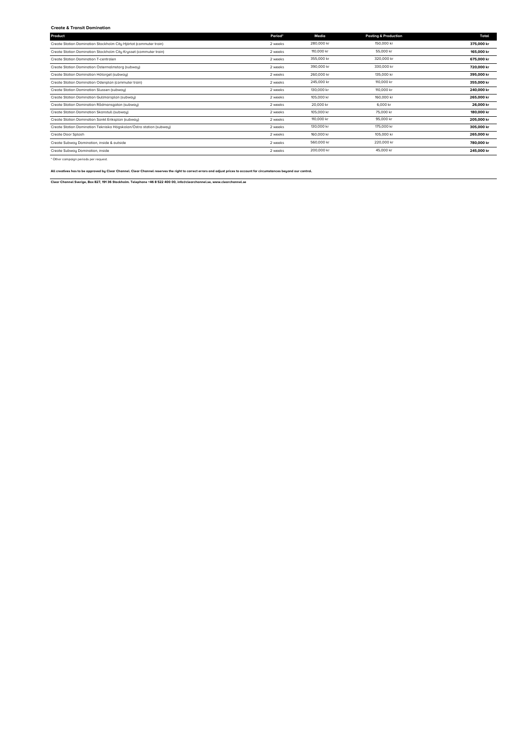**Create & Transit Domination**

| Product | Period* | Media | Posting & Production | Total |
|---|---|---|---|---|
| Create Station Domination Stockholm City Hjärtat (commuter train) | 2 weeks | 280,000 kr | 150,000 kr | **375,000 kr** |
| Create Station Domination Stockholm City Krysset (commuter train) | 2 weeks | 110,000 kr | 55,000 kr | **165,000 kr** |
| Create Station Domination T-centralen | 2 weeks | 355,000 kr | 320,000 kr | **675,000 kr** |
| Create Station Domination Östermalmstorg (subway) | 2 weeks | 390,000 kr | 330,000 kr | **720,000 kr** |
| Create Station Domination Hötorget (subway) | 2 weeks | 260,000 kr | 135,000 kr | **395,000 kr** |
| Create Station Domination Odenplan (commuter train) | 2 weeks | 245,000 kr | 110,000 kr | **355,000 kr** |
| Create Station Domination Slussen (subway) | 2 weeks | 130,000 kr | 110,000 kr | **240,000 kr** |
| Create Station Domination Gullmarsplan (subway) | 2 weeks | 105,000 kr | 160,000 kr | **265,000 kr** |
| Create Station Domination Rådmansgatan (subway) | 2 weeks | 20,000 kr | 6,000 kr | **26,000 kr** |
| Create Station Domination Skanstull (subway) | 2 weeks | 105,000 kr | 75,000 kr | **180,000 kr** |
| Create Station Domination Sankt Eriksplan (subway) | 2 weeks | 110,000 kr | 95,000 kr | **205,000 kr** |
| Create Station Domination Tekniska Högskolan/Östra station (subway) | 2 weeks | 130,000 kr | 175,000 kr | **305,000 kr** |
| Create Door Splash | 2 weeks | 160,000 kr | 105,000 kr | **265,000 kr** |
| Create Subway Domination, inside & outside | 2 weeks | 560,000 kr | 220,000 kr | **780,000 kr** |
| Create Subway Domination, inside | 2 weeks | 200,000 kr | 45,000 kr | **245,000 kr** |

* Other campaign periods per request.

**All creatives has to be approved by Clear Channel. Clear Channel reserves the right to correct errors and adjust prices to account for circumstances beyond our control.**

**Clear Channel Sverige, Box 827, 191 36 Stockholm. Telephone +46 8 522 400 00, info@clearchannel.se, www.clearchannel.se**